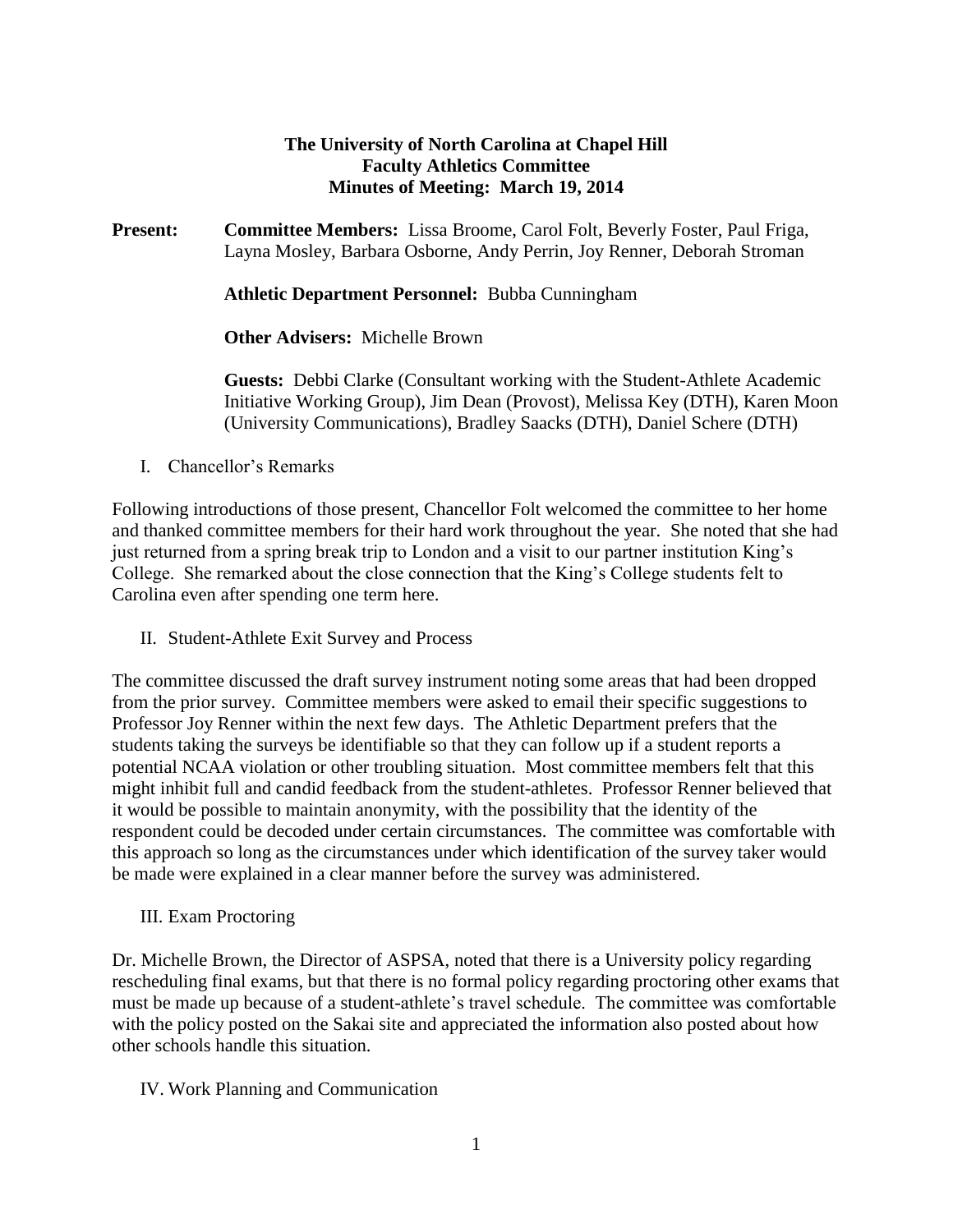# The University of North Carolina at Chapel Hill
## Faculty Athletics Committee
## Minutes of Meeting: March 19, 2014

**Present:** **Committee Members:** Lissa Broome, Carol Folt, Beverly Foster, Paul Friga, Layna Mosley, Barbara Osborne, Andy Perrin, Joy Renner, Deborah Stroman

**Athletic Department Personnel:** Bubba Cunningham

**Other Advisers:** Michelle Brown

**Guests:** Debbi Clarke (Consultant working with the Student-Athlete Academic Initiative Working Group), Jim Dean (Provost), Melissa Key (DTH), Karen Moon (University Communications), Bradley Saacks (DTH), Daniel Schere (DTH)

I. Chancellor's Remarks

Following introductions of those present, Chancellor Folt welcomed the committee to her home and thanked committee members for their hard work throughout the year. She noted that she had just returned from a spring break trip to London and a visit to our partner institution King's College. She remarked about the close connection that the King's College students felt to Carolina even after spending one term here.

II. Student-Athlete Exit Survey and Process

The committee discussed the draft survey instrument noting some areas that had been dropped from the prior survey. Committee members were asked to email their specific suggestions to Professor Joy Renner within the next few days. The Athletic Department prefers that the students taking the surveys be identifiable so that they can follow up if a student reports a potential NCAA violation or other troubling situation. Most committee members felt that this might inhibit full and candid feedback from the student-athletes. Professor Renner believed that it would be possible to maintain anonymity, with the possibility that the identity of the respondent could be decoded under certain circumstances. The committee was comfortable with this approach so long as the circumstances under which identification of the survey taker would be made were explained in a clear manner before the survey was administered.

III. Exam Proctoring

Dr. Michelle Brown, the Director of ASPSA, noted that there is a University policy regarding rescheduling final exams, but that there is no formal policy regarding proctoring other exams that must be made up because of a student-athlete's travel schedule. The committee was comfortable with the policy posted on the Sakai site and appreciated the information also posted about how other schools handle this situation.

IV. Work Planning and Communication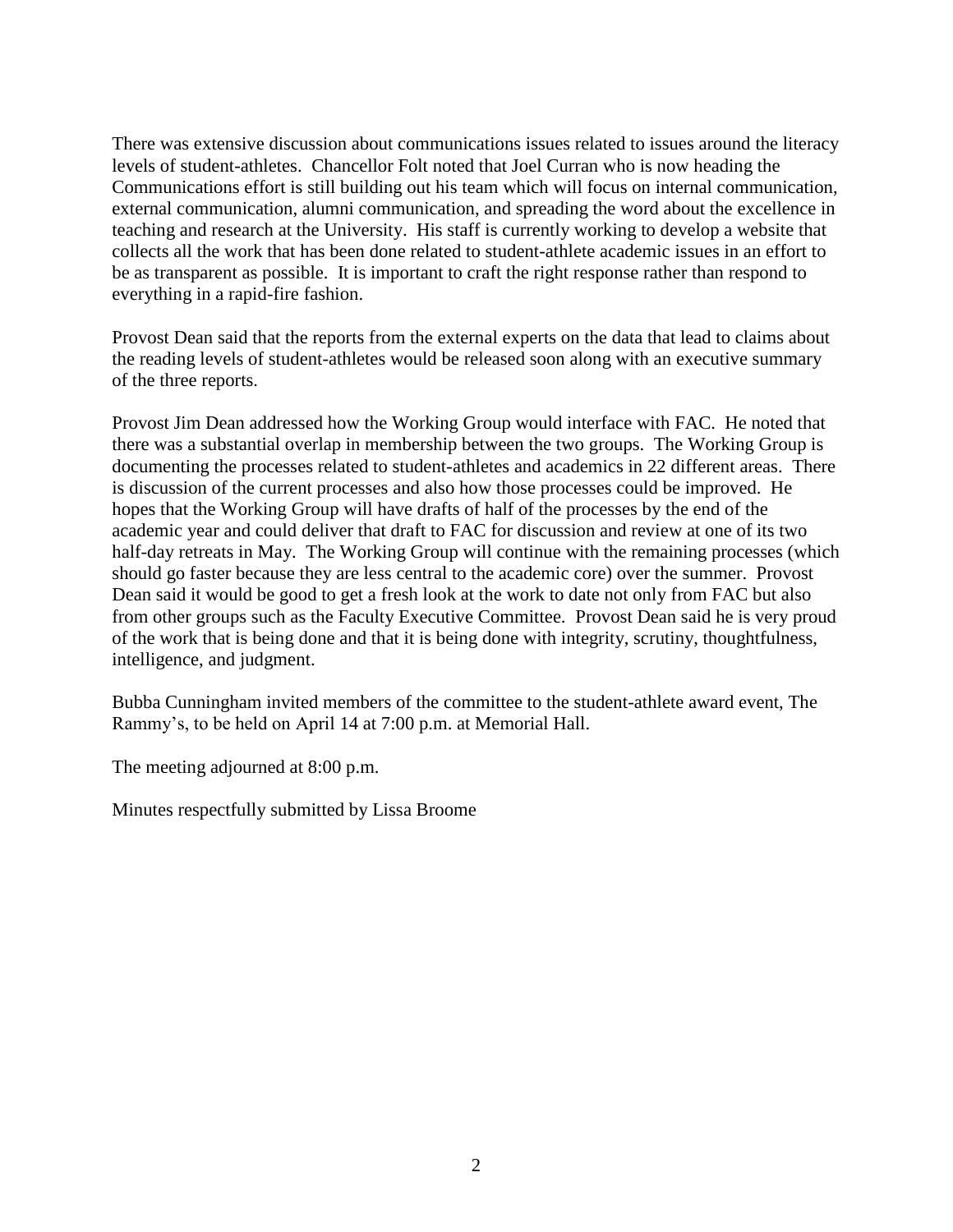There was extensive discussion about communications issues related to issues around the literacy levels of student-athletes. Chancellor Folt noted that Joel Curran who is now heading the Communications effort is still building out his team which will focus on internal communication, external communication, alumni communication, and spreading the word about the excellence in teaching and research at the University. His staff is currently working to develop a website that collects all the work that has been done related to student-athlete academic issues in an effort to be as transparent as possible. It is important to craft the right response rather than respond to everything in a rapid-fire fashion.

Provost Dean said that the reports from the external experts on the data that lead to claims about the reading levels of student-athletes would be released soon along with an executive summary of the three reports.

Provost Jim Dean addressed how the Working Group would interface with FAC. He noted that there was a substantial overlap in membership between the two groups. The Working Group is documenting the processes related to student-athletes and academics in 22 different areas. There is discussion of the current processes and also how those processes could be improved. He hopes that the Working Group will have drafts of half of the processes by the end of the academic year and could deliver that draft to FAC for discussion and review at one of its two half-day retreats in May. The Working Group will continue with the remaining processes (which should go faster because they are less central to the academic core) over the summer. Provost Dean said it would be good to get a fresh look at the work to date not only from FAC but also from other groups such as the Faculty Executive Committee. Provost Dean said he is very proud of the work that is being done and that it is being done with integrity, scrutiny, thoughtfulness, intelligence, and judgment.

Bubba Cunningham invited members of the committee to the student-athlete award event, The Rammy's, to be held on April 14 at 7:00 p.m. at Memorial Hall.

The meeting adjourned at 8:00 p.m.

Minutes respectfully submitted by Lissa Broome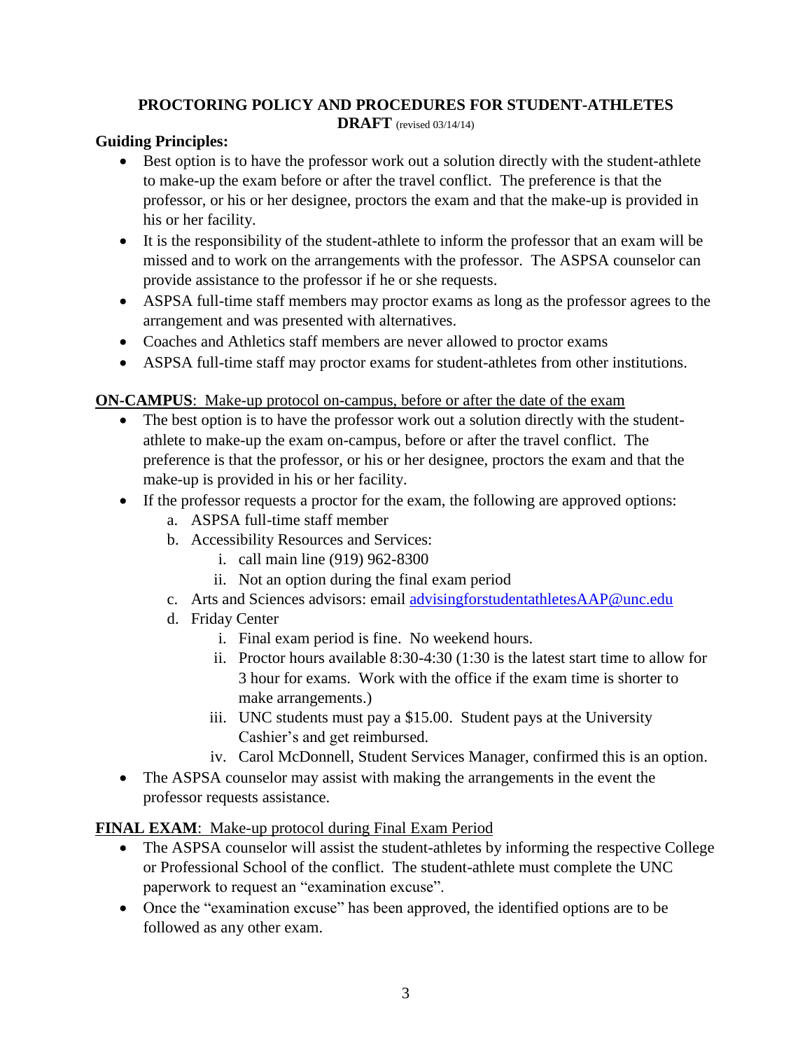# PROCTORING POLICY AND PROCEDURES FOR STUDENT-ATHLETES

**DRAFT** (revised 03/14/14)

**Guiding Principles:**

- Best option is to have the professor work out a solution directly with the student-athlete to make-up the exam before or after the travel conflict. The preference is that the professor, or his or her designee, proctors the exam and that the make-up is provided in his or her facility.
- It is the responsibility of the student-athlete to inform the professor that an exam will be missed and to work on the arrangements with the professor. The ASPSA counselor can provide assistance to the professor if he or she requests.
- ASPSA full-time staff members may proctor exams as long as the professor agrees to the arrangement and was presented with alternatives.
- Coaches and Athletics staff members are never allowed to proctor exams
- ASPSA full-time staff may proctor exams for student-athletes from other institutions.

**ON-CAMPUS**: Make-up protocol on-campus, before or after the date of the exam

- The best option is to have the professor work out a solution directly with the student-athlete to make-up the exam on-campus, before or after the travel conflict. The preference is that the professor, or his or her designee, proctors the exam and that the make-up is provided in his or her facility.
- If the professor requests a proctor for the exam, the following are approved options:
  a. ASPSA full-time staff member
  b. Accessibility Resources and Services:
     i. call main line (919) 962-8300
     ii. Not an option during the final exam period
  c. Arts and Sciences advisors: email advisingforstudentathletesAAP@unc.edu
  d. Friday Center
     i. Final exam period is fine. No weekend hours.
     ii. Proctor hours available 8:30-4:30 (1:30 is the latest start time to allow for 3 hour for exams. Work with the office if the exam time is shorter to make arrangements.)
     iii. UNC students must pay a $15.00. Student pays at the University Cashier's and get reimbursed.
     iv. Carol McDonnell, Student Services Manager, confirmed this is an option.
- The ASPSA counselor may assist with making the arrangements in the event the professor requests assistance.

**FINAL EXAM**: Make-up protocol during Final Exam Period

- The ASPSA counselor will assist the student-athletes by informing the respective College or Professional School of the conflict. The student-athlete must complete the UNC paperwork to request an "examination excuse".
- Once the "examination excuse" has been approved, the identified options are to be followed as any other exam.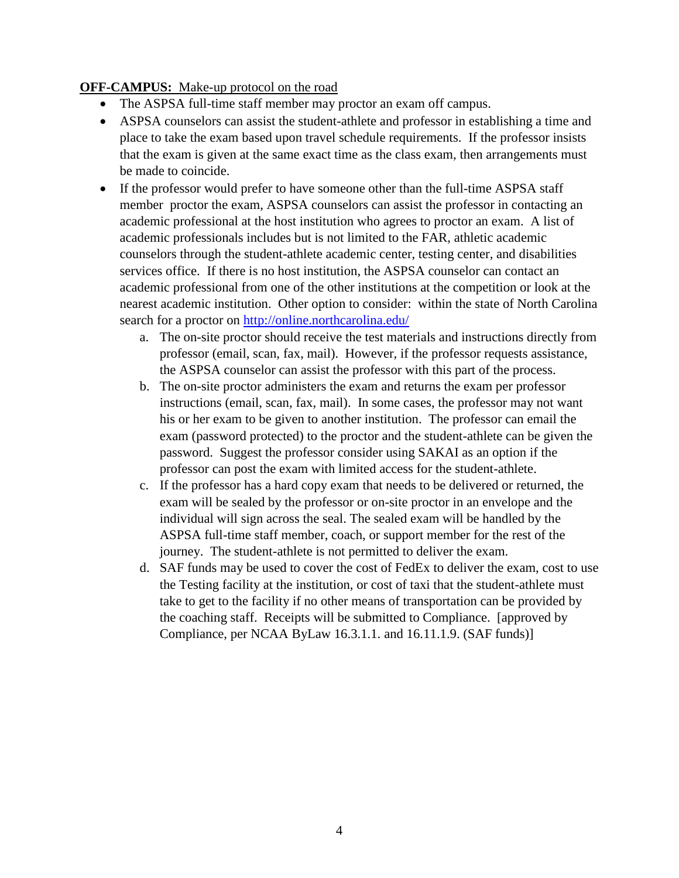**OFF-CAMPUS:** Make-up protocol on the road

- The ASPSA full-time staff member may proctor an exam off campus.
- ASPSA counselors can assist the student-athlete and professor in establishing a time and place to take the exam based upon travel schedule requirements. If the professor insists that the exam is given at the same exact time as the class exam, then arrangements must be made to coincide.
- If the professor would prefer to have someone other than the full-time ASPSA staff member proctor the exam, ASPSA counselors can assist the professor in contacting an academic professional at the host institution who agrees to proctor an exam. A list of academic professionals includes but is not limited to the FAR, athletic academic counselors through the student-athlete academic center, testing center, and disabilities services office. If there is no host institution, the ASPSA counselor can contact an academic professional from one of the other institutions at the competition or look at the nearest academic institution. Other option to consider: within the state of North Carolina search for a proctor on http://online.northcarolina.edu/
    a. The on-site proctor should receive the test materials and instructions directly from professor (email, scan, fax, mail). However, if the professor requests assistance, the ASPSA counselor can assist the professor with this part of the process.
    b. The on-site proctor administers the exam and returns the exam per professor instructions (email, scan, fax, mail). In some cases, the professor may not want his or her exam to be given to another institution. The professor can email the exam (password protected) to the proctor and the student-athlete can be given the password. Suggest the professor consider using SAKAI as an option if the professor can post the exam with limited access for the student-athlete.
    c. If the professor has a hard copy exam that needs to be delivered or returned, the exam will be sealed by the professor or on-site proctor in an envelope and the individual will sign across the seal. The sealed exam will be handled by the ASPSA full-time staff member, coach, or support member for the rest of the journey. The student-athlete is not permitted to deliver the exam.
    d. SAF funds may be used to cover the cost of FedEx to deliver the exam, cost to use the Testing facility at the institution, or cost of taxi that the student-athlete must take to get to the facility if no other means of transportation can be provided by the coaching staff. Receipts will be submitted to Compliance. [approved by Compliance, per NCAA ByLaw 16.3.1.1. and 16.11.1.9. (SAF funds)]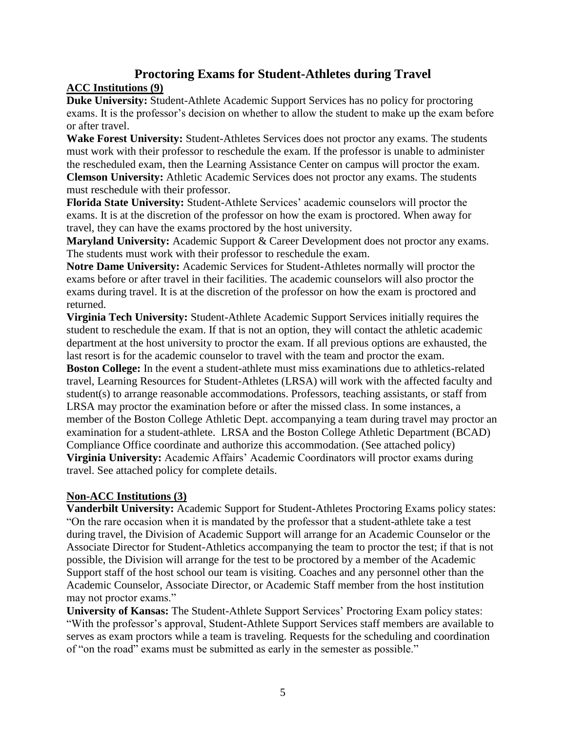# Proctoring Exams for Student-Athletes during Travel

## ACC Institutions (9)

**Duke University:** Student-Athlete Academic Support Services has no policy for proctoring exams. It is the professor's decision on whether to allow the student to make up the exam before or after travel.

**Wake Forest University:** Student-Athletes Services does not proctor any exams. The students must work with their professor to reschedule the exam. If the professor is unable to administer the rescheduled exam, then the Learning Assistance Center on campus will proctor the exam.

**Clemson University:** Athletic Academic Services does not proctor any exams. The students must reschedule with their professor.

**Florida State University:** Student-Athlete Services' academic counselors will proctor the exams. It is at the discretion of the professor on how the exam is proctored. When away for travel, they can have the exams proctored by the host university.

**Maryland University:** Academic Support & Career Development does not proctor any exams. The students must work with their professor to reschedule the exam.

**Notre Dame University:** Academic Services for Student-Athletes normally will proctor the exams before or after travel in their facilities. The academic counselors will also proctor the exams during travel. It is at the discretion of the professor on how the exam is proctored and returned.

**Virginia Tech University:** Student-Athlete Academic Support Services initially requires the student to reschedule the exam. If that is not an option, they will contact the athletic academic department at the host university to proctor the exam. If all previous options are exhausted, the last resort is for the academic counselor to travel with the team and proctor the exam.

**Boston College:** In the event a student-athlete must miss examinations due to athletics-related travel, Learning Resources for Student-Athletes (LRSA) will work with the affected faculty and student(s) to arrange reasonable accommodations. Professors, teaching assistants, or staff from LRSA may proctor the examination before or after the missed class. In some instances, a member of the Boston College Athletic Dept. accompanying a team during travel may proctor an examination for a student-athlete. LRSA and the Boston College Athletic Department (BCAD) Compliance Office coordinate and authorize this accommodation. (See attached policy)

**Virginia University:** Academic Affairs' Academic Coordinators will proctor exams during travel. See attached policy for complete details.

## Non-ACC Institutions (3)

**Vanderbilt University:** Academic Support for Student-Athletes Proctoring Exams policy states: "On the rare occasion when it is mandated by the professor that a student-athlete take a test during travel, the Division of Academic Support will arrange for an Academic Counselor or the Associate Director for Student-Athletics accompanying the team to proctor the test; if that is not possible, the Division will arrange for the test to be proctored by a member of the Academic Support staff of the host school our team is visiting. Coaches and any personnel other than the Academic Counselor, Associate Director, or Academic Staff member from the host institution may not proctor exams."

**University of Kansas:** The Student-Athlete Support Services' Proctoring Exam policy states: "With the professor's approval, Student-Athlete Support Services staff members are available to serves as exam proctors while a team is traveling. Requests for the scheduling and coordination of "on the road" exams must be submitted as early in the semester as possible."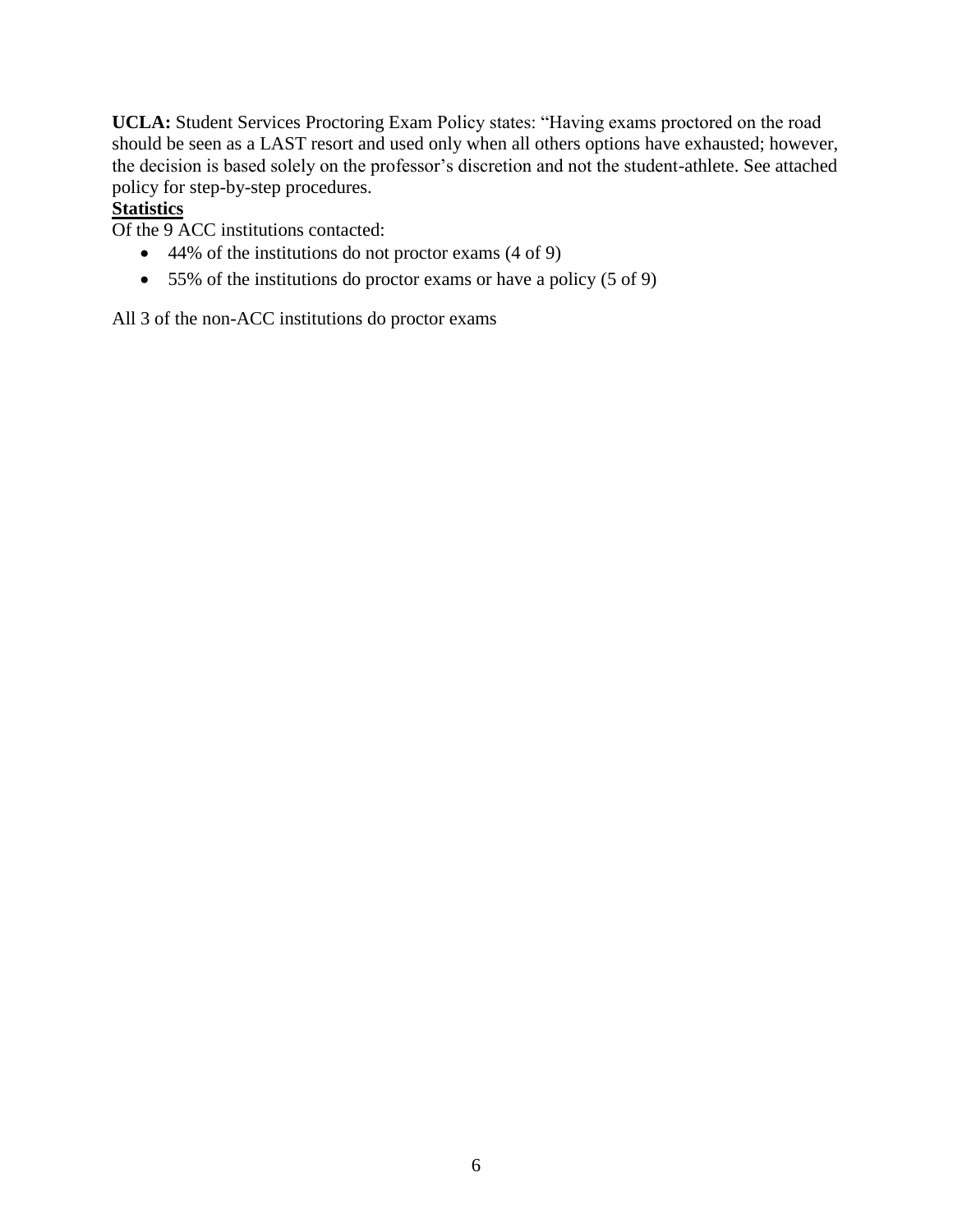**UCLA:** Student Services Proctoring Exam Policy states: "Having exams proctored on the road should be seen as a LAST resort and used only when all others options have exhausted; however, the decision is based solely on the professor's discretion and not the student-athlete. See attached policy for step-by-step procedures.

**Statistics**

Of the 9 ACC institutions contacted:

- 44% of the institutions do not proctor exams (4 of 9)
- 55% of the institutions do proctor exams or have a policy (5 of 9)

All 3 of the non-ACC institutions do proctor exams